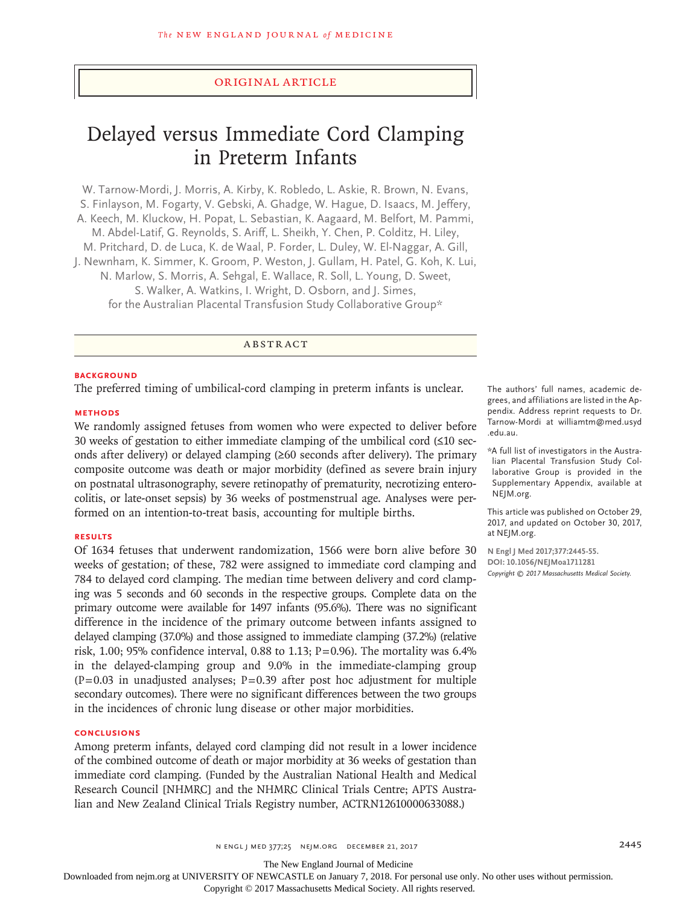ORIGINAL ARTICLE

# Delayed versus Immediate Cord Clamping in Preterm Infants

W. Tarnow-Mordi, J. Morris, A. Kirby, K. Robledo, L. Askie, R. Brown, N. Evans, S. Finlayson, M. Fogarty, V. Gebski, A. Ghadge, W. Hague, D. Isaacs, M. Jeffery, A. Keech, M. Kluckow, H. Popat, L. Sebastian, K. Aagaard, M. Belfort, M. Pammi, M. Abdel-Latif, G. Reynolds, S. Ariff, L. Sheikh, Y. Chen, P. Colditz, H. Liley, M. Pritchard, D. de Luca, K. de Waal, P. Forder, L. Duley, W. El-Naggar, A. Gill, J. Newnham, K. Simmer, K. Groom, P. Weston, J. Gullam, H. Patel, G. Koh, K. Lui, N. Marlow, S. Morris, A. Sehgal, E. Wallace, R. Soll, L. Young, D. Sweet, S. Walker, A. Watkins, I. Wright, D. Osborn, and J. Simes, for the Australian Placental Transfusion Study Collaborative Group*

## ABSTRACT

### BACKGROUND

The preferred timing of umbilical-cord clamping in preterm infants is unclear.

### METHODS

We randomly assigned fetuses from women who were expected to deliver before 30 weeks of gestation to either immediate clamping of the umbilical cord (≤10 seconds after delivery) or delayed clamping (≥60 seconds after delivery). The primary composite outcome was death or major morbidity (defined as severe brain injury on postnatal ultrasonography, severe retinopathy of prematurity, necrotizing enterocolitis, or late-onset sepsis) by 36 weeks of postmenstrual age. Analyses were performed on an intention-to-treat basis, accounting for multiple births.

### RESULTS

Of 1634 fetuses that underwent randomization, 1566 were born alive before 30 weeks of gestation; of these, 782 were assigned to immediate cord clamping and 784 to delayed cord clamping. The median time between delivery and cord clamping was 5 seconds and 60 seconds in the respective groups. Complete data on the primary outcome were available for 1497 infants (95.6%). There was no significant difference in the incidence of the primary outcome between infants assigned to delayed clamping (37.0%) and those assigned to immediate clamping (37.2%) (relative risk, 1.00; 95% confidence interval, 0.88 to 1.13; P=0.96). The mortality was 6.4% in the delayed-clamping group and 9.0% in the immediate-clamping group (P=0.03 in unadjusted analyses; P=0.39 after post hoc adjustment for multiple secondary outcomes). There were no significant differences between the two groups in the incidences of chronic lung disease or other major morbidities.

### CONCLUSIONS

Among preterm infants, delayed cord clamping did not result in a lower incidence of the combined outcome of death or major morbidity at 36 weeks of gestation than immediate cord clamping. (Funded by the Australian National Health and Medical Research Council [NHMRC] and the NHMRC Clinical Trials Centre; APTS Australian and New Zealand Clinical Trials Registry number, ACTRN12610000633088.)

The authors' full names, academic degrees, and affiliations are listed in the Appendix. Address reprint requests to Dr. Tarnow-Mordi at williamtm@med.usyd.edu.au.

*A full list of investigators in the Australian Placental Transfusion Study Collaborative Group is provided in the Supplementary Appendix, available at NEJM.org.

This article was published on October 29, 2017, and updated on October 30, 2017, at NEJM.org.

N Engl J Med 2017;377:2445-55.
DOI: 10.1056/NEJMoa1711281
Copyright © 2017 Massachusetts Medical Society.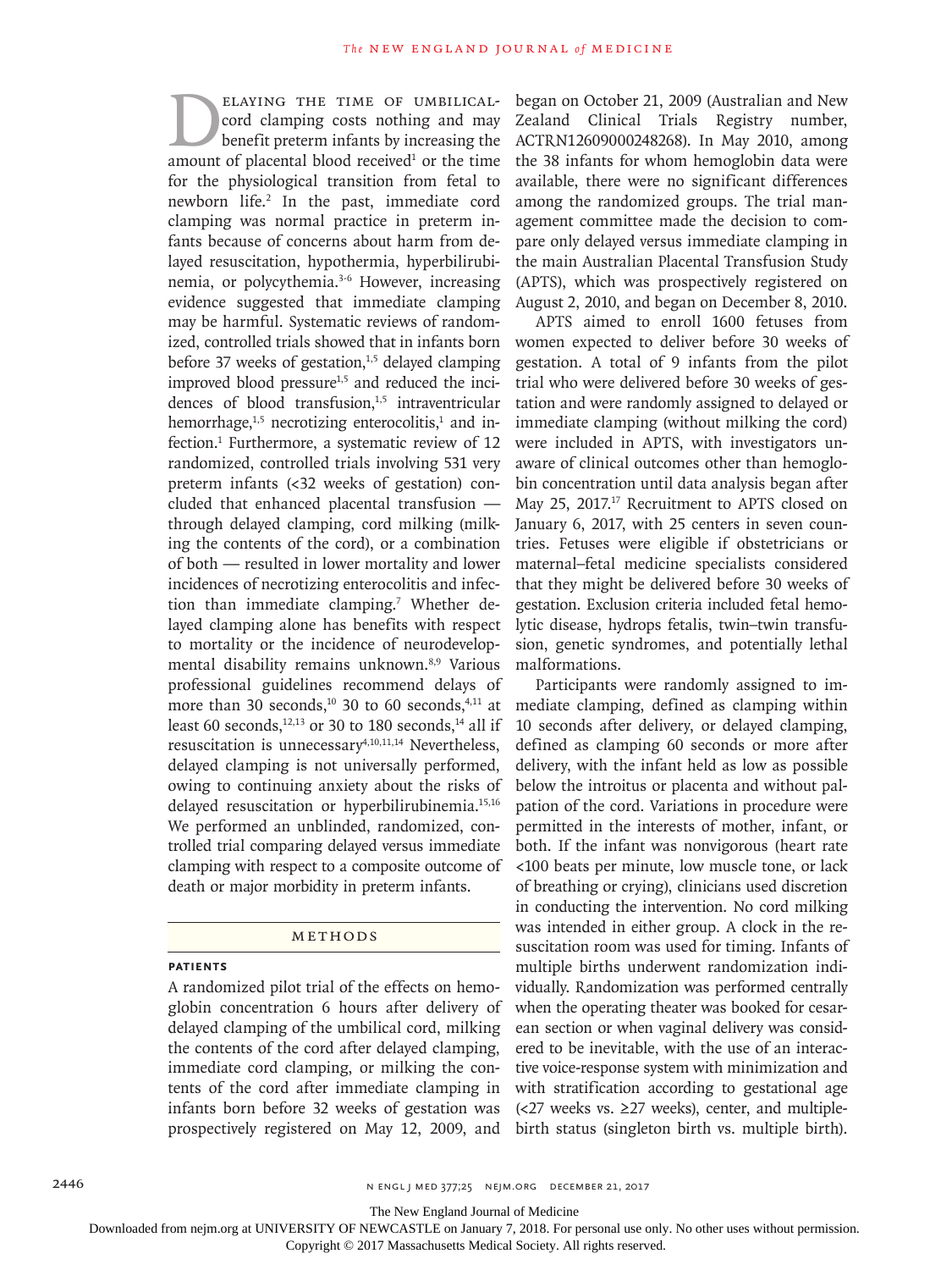Delaying the time of umbilical-cord clamping costs nothing and may benefit preterm infants by increasing the amount of placental blood received[1] or the time for the physiological transition from fetal to newborn life.[2] In the past, immediate cord clamping was normal practice in preterm infants because of concerns about harm from delayed resuscitation, hypothermia, hyperbilirubinemia, or polycythemia.[3-6] However, increasing evidence suggested that immediate clamping may be harmful. Systematic reviews of randomized, controlled trials showed that in infants born before 37 weeks of gestation,[1,5] delayed clamping improved blood pressure[1,5] and reduced the incidences of blood transfusion,[1,5] intraventricular hemorrhage,[1,5] necrotizing enterocolitis,[1] and infection.[1] Furthermore, a systematic review of 12 randomized, controlled trials involving 531 very preterm infants (<32 weeks of gestation) concluded that enhanced placental transfusion — through delayed clamping, cord milking (milking the contents of the cord), or a combination of both — resulted in lower mortality and lower incidences of necrotizing enterocolitis and infection than immediate clamping.[7] Whether delayed clamping alone has benefits with respect to mortality or the incidence of neurodevelopmental disability remains unknown.[8,9] Various professional guidelines recommend delays of more than 30 seconds,[10] 30 to 60 seconds,[4,11] at least 60 seconds,[12,13] or 30 to 180 seconds,[14] all if resuscitation is unnecessary[4,10,11,14] Nevertheless, delayed clamping is not universally performed, owing to continuing anxiety about the risks of delayed resuscitation or hyperbilirubinemia.[15,16] We performed an unblinded, randomized, controlled trial comparing delayed versus immediate clamping with respect to a composite outcome of death or major morbidity in preterm infants.

## Methods

### Patients

A randomized pilot trial of the effects on hemoglobin concentration 6 hours after delivery of delayed clamping of the umbilical cord, milking the contents of the cord after delayed clamping, immediate cord clamping, or milking the contents of the cord after immediate clamping in infants born before 32 weeks of gestation was prospectively registered on May 12, 2009, and began on October 21, 2009 (Australian and New Zealand Clinical Trials Registry number, ACTRN12609000248268). In May 2010, among the 38 infants for whom hemoglobin data were available, there were no significant differences among the randomized groups. The trial management committee made the decision to compare only delayed versus immediate clamping in the main Australian Placental Transfusion Study (APTS), which was prospectively registered on August 2, 2010, and began on December 8, 2010.

APTS aimed to enroll 1600 fetuses from women expected to deliver before 30 weeks of gestation. A total of 9 infants from the pilot trial who were delivered before 30 weeks of gestation and were randomly assigned to delayed or immediate clamping (without milking the cord) were included in APTS, with investigators unaware of clinical outcomes other than hemoglobin concentration until data analysis began after May 25, 2017.[17] Recruitment to APTS closed on January 6, 2017, with 25 centers in seven countries. Fetuses were eligible if obstetricians or maternal–fetal medicine specialists considered that they might be delivered before 30 weeks of gestation. Exclusion criteria included fetal hemolytic disease, hydrops fetalis, twin–twin transfusion, genetic syndromes, and potentially lethal malformations.

Participants were randomly assigned to immediate clamping, defined as clamping within 10 seconds after delivery, or delayed clamping, defined as clamping 60 seconds or more after delivery, with the infant held as low as possible below the introitus or placenta and without palpation of the cord. Variations in procedure were permitted in the interests of mother, infant, or both. If the infant was nonvigorous (heart rate <100 beats per minute, low muscle tone, or lack of breathing or crying), clinicians used discretion in conducting the intervention. No cord milking was intended in either group. A clock in the resuscitation room was used for timing. Infants of multiple births underwent randomization individually. Randomization was performed centrally when the operating theater was booked for cesarean section or when vaginal delivery was considered to be inevitable, with the use of an interactive voice-response system with minimization and with stratification according to gestational age (<27 weeks vs. ≥27 weeks), center, and multiple-birth status (singleton birth vs. multiple birth).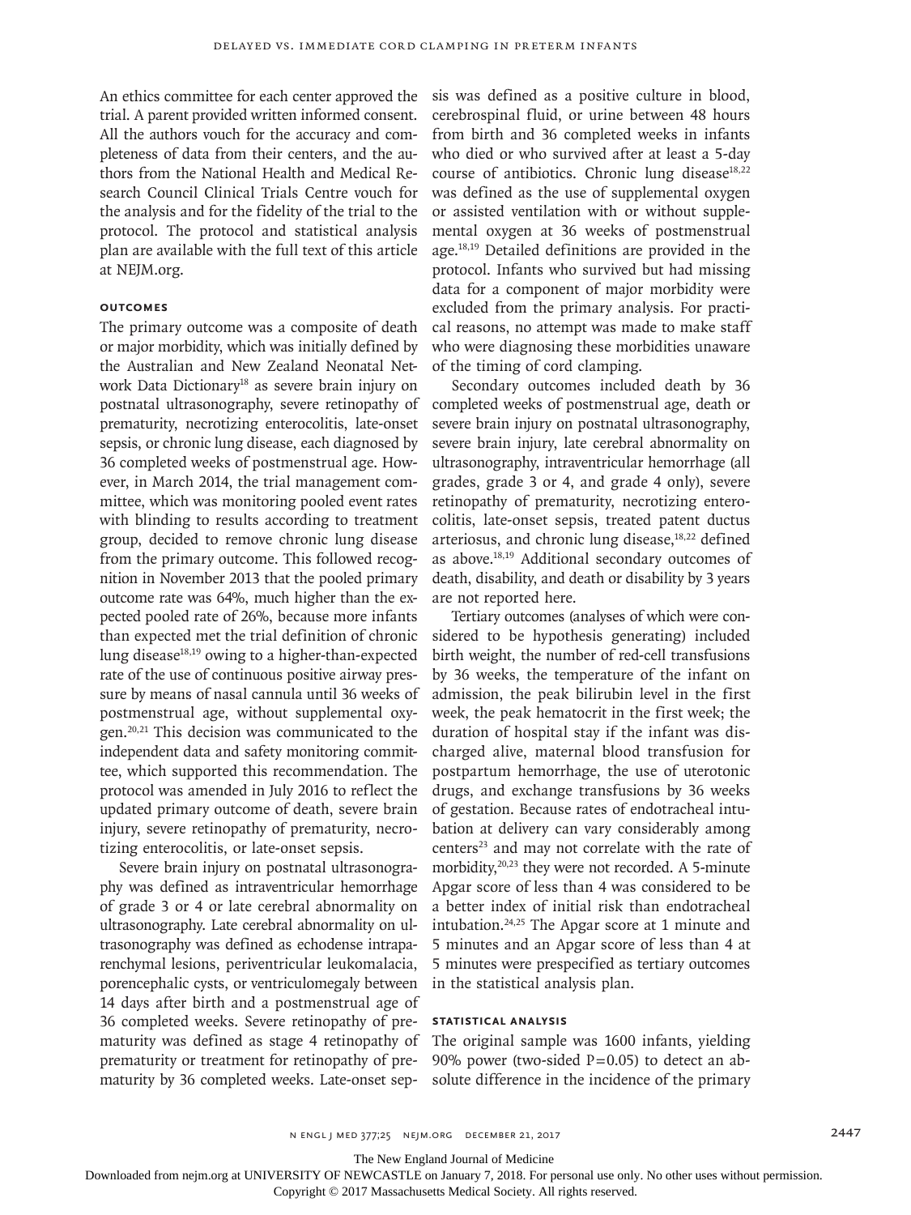An ethics committee for each center approved the trial. A parent provided written informed consent. All the authors vouch for the accuracy and completeness of data from their centers, and the authors from the National Health and Medical Research Council Clinical Trials Centre vouch for the analysis and for the fidelity of the trial to the protocol. The protocol and statistical analysis plan are available with the full text of this article at NEJM.org.

### Outcomes

The primary outcome was a composite of death or major morbidity, which was initially defined by the Australian and New Zealand Neonatal Network Data Dictionary[18] as severe brain injury on postnatal ultrasonography, severe retinopathy of prematurity, necrotizing enterocolitis, late-onset sepsis, or chronic lung disease, each diagnosed by 36 completed weeks of postmenstrual age. However, in March 2014, the trial management committee, which was monitoring pooled event rates with blinding to results according to treatment group, decided to remove chronic lung disease from the primary outcome. This followed recognition in November 2013 that the pooled primary outcome rate was 64%, much higher than the expected pooled rate of 26%, because more infants than expected met the trial definition of chronic lung disease[18,19] owing to a higher-than-expected rate of the use of continuous positive airway pressure by means of nasal cannula until 36 weeks of postmenstrual age, without supplemental oxygen.[20,21] This decision was communicated to the independent data and safety monitoring committee, which supported this recommendation. The protocol was amended in July 2016 to reflect the updated primary outcome of death, severe brain injury, severe retinopathy of prematurity, necrotizing enterocolitis, or late-onset sepsis.

Severe brain injury on postnatal ultrasonography was defined as intraventricular hemorrhage of grade 3 or 4 or late cerebral abnormality on ultrasonography. Late cerebral abnormality on ultrasonography was defined as echodense intraparenchymal lesions, periventricular leukomalacia, porencephalic cysts, or ventriculomegaly between 14 days after birth and a postmenstrual age of 36 completed weeks. Severe retinopathy of prematurity was defined as stage 4 retinopathy of prematurity or treatment for retinopathy of prematurity by 36 completed weeks. Late-onset sepsis was defined as a positive culture in blood, cerebrospinal fluid, or urine between 48 hours from birth and 36 completed weeks in infants who died or who survived after at least a 5-day course of antibiotics. Chronic lung disease[18,22] was defined as the use of supplemental oxygen or assisted ventilation with or without supplemental oxygen at 36 weeks of postmenstrual age.[18,19] Detailed definitions are provided in the protocol. Infants who survived but had missing data for a component of major morbidity were excluded from the primary analysis. For practical reasons, no attempt was made to make staff who were diagnosing these morbidities unaware of the timing of cord clamping.

Secondary outcomes included death by 36 completed weeks of postmenstrual age, death or severe brain injury on postnatal ultrasonography, severe brain injury, late cerebral abnormality on ultrasonography, intraventricular hemorrhage (all grades, grade 3 or 4, and grade 4 only), severe retinopathy of prematurity, necrotizing enterocolitis, late-onset sepsis, treated patent ductus arteriosus, and chronic lung disease,[18,22] defined as above.[18,19] Additional secondary outcomes of death, disability, and death or disability by 3 years are not reported here.

Tertiary outcomes (analyses of which were considered to be hypothesis generating) included birth weight, the number of red-cell transfusions by 36 weeks, the temperature of the infant on admission, the peak bilirubin level in the first week, the peak hematocrit in the first week; the duration of hospital stay if the infant was discharged alive, maternal blood transfusion for postpartum hemorrhage, the use of uterotonic drugs, and exchange transfusions by 36 weeks of gestation. Because rates of endotracheal intubation at delivery can vary considerably among centers[23] and may not correlate with the rate of morbidity,[20,23] they were not recorded. A 5-minute Apgar score of less than 4 was considered to be a better index of initial risk than endotracheal intubation.[24,25] The Apgar score at 1 minute and 5 minutes and an Apgar score of less than 4 at 5 minutes were prespecified as tertiary outcomes in the statistical analysis plan.

### Statistical Analysis

The original sample was 1600 infants, yielding 90% power (two-sided P=0.05) to detect an absolute difference in the incidence of the primary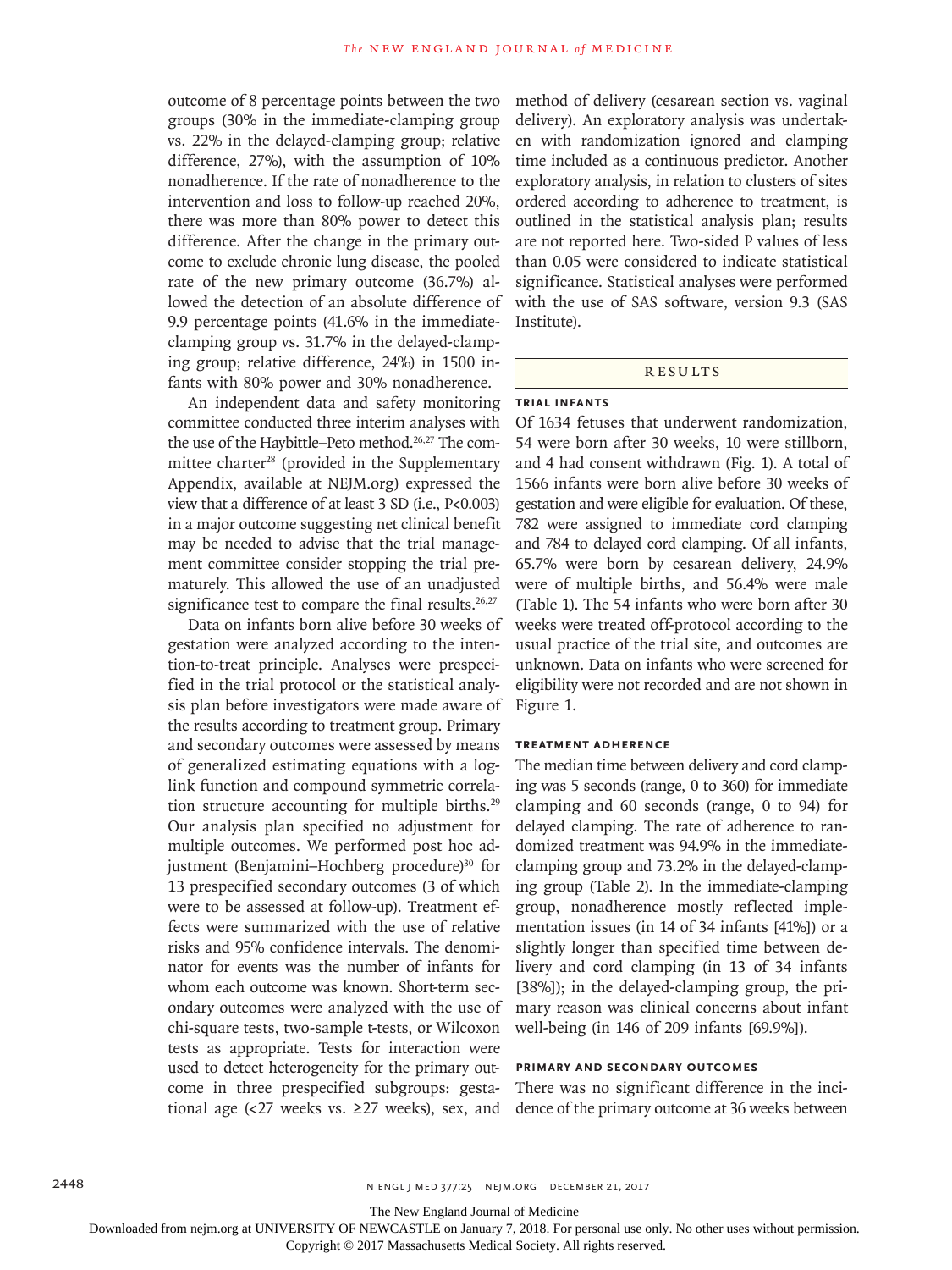outcome of 8 percentage points between the two groups (30% in the immediate-clamping group vs. 22% in the delayed-clamping group; relative difference, 27%), with the assumption of 10% nonadherence. If the rate of nonadherence to the intervention and loss to follow-up reached 20%, there was more than 80% power to detect this difference. After the change in the primary outcome to exclude chronic lung disease, the pooled rate of the new primary outcome (36.7%) allowed the detection of an absolute difference of 9.9 percentage points (41.6% in the immediate-clamping group vs. 31.7% in the delayed-clamping group; relative difference, 24%) in 1500 infants with 80% power and 30% nonadherence.

An independent data and safety monitoring committee conducted three interim analyses with the use of the Haybittle–Peto method.[26,27] The committee charter[28] (provided in the Supplementary Appendix, available at NEJM.org) expressed the view that a difference of at least 3 SD (i.e., P<0.003) in a major outcome suggesting net clinical benefit may be needed to advise that the trial management committee consider stopping the trial prematurely. This allowed the use of an unadjusted significance test to compare the final results.[26,27]

Data on infants born alive before 30 weeks of gestation were analyzed according to the intention-to-treat principle. Analyses were prespecified in the trial protocol or the statistical analysis plan before investigators were made aware of the results according to treatment group. Primary and secondary outcomes were assessed by means of generalized estimating equations with a log-link function and compound symmetric correlation structure accounting for multiple births.[29] Our analysis plan specified no adjustment for multiple outcomes. We performed post hoc adjustment (Benjamini–Hochberg procedure)[30] for 13 prespecified secondary outcomes (3 of which were to be assessed at follow-up). Treatment effects were summarized with the use of relative risks and 95% confidence intervals. The denominator for events was the number of infants for whom each outcome was known. Short-term secondary outcomes were analyzed with the use of chi-square tests, two-sample t-tests, or Wilcoxon tests as appropriate. Tests for interaction were used to detect heterogeneity for the primary outcome in three prespecified subgroups: gestational age (<27 weeks vs. ≥27 weeks), sex, and method of delivery (cesarean section vs. vaginal delivery). An exploratory analysis was undertaken with randomization ignored and clamping time included as a continuous predictor. Another exploratory analysis, in relation to clusters of sites ordered according to adherence to treatment, is outlined in the statistical analysis plan; results are not reported here. Two-sided P values of less than 0.05 were considered to indicate statistical significance. Statistical analyses were performed with the use of SAS software, version 9.3 (SAS Institute).

## RESULTS

### TRIAL INFANTS

Of 1634 fetuses that underwent randomization, 54 were born after 30 weeks, 10 were stillborn, and 4 had consent withdrawn (Fig. 1). A total of 1566 infants were born alive before 30 weeks of gestation and were eligible for evaluation. Of these, 782 were assigned to immediate cord clamping and 784 to delayed cord clamping. Of all infants, 65.7% were born by cesarean delivery, 24.9% were of multiple births, and 56.4% were male (Table 1). The 54 infants who were born after 30 weeks were treated off-protocol according to the usual practice of the trial site, and outcomes are unknown. Data on infants who were screened for eligibility were not recorded and are not shown in Figure 1.

### TREATMENT ADHERENCE

The median time between delivery and cord clamping was 5 seconds (range, 0 to 360) for immediate clamping and 60 seconds (range, 0 to 94) for delayed clamping. The rate of adherence to randomized treatment was 94.9% in the immediate-clamping group and 73.2% in the delayed-clamping group (Table 2). In the immediate-clamping group, nonadherence mostly reflected implementation issues (in 14 of 34 infants [41%]) or a slightly longer than specified time between delivery and cord clamping (in 13 of 34 infants [38%]); in the delayed-clamping group, the primary reason was clinical concerns about infant well-being (in 146 of 209 infants [69.9%]).

### PRIMARY AND SECONDARY OUTCOMES

There was no significant difference in the incidence of the primary outcome at 36 weeks between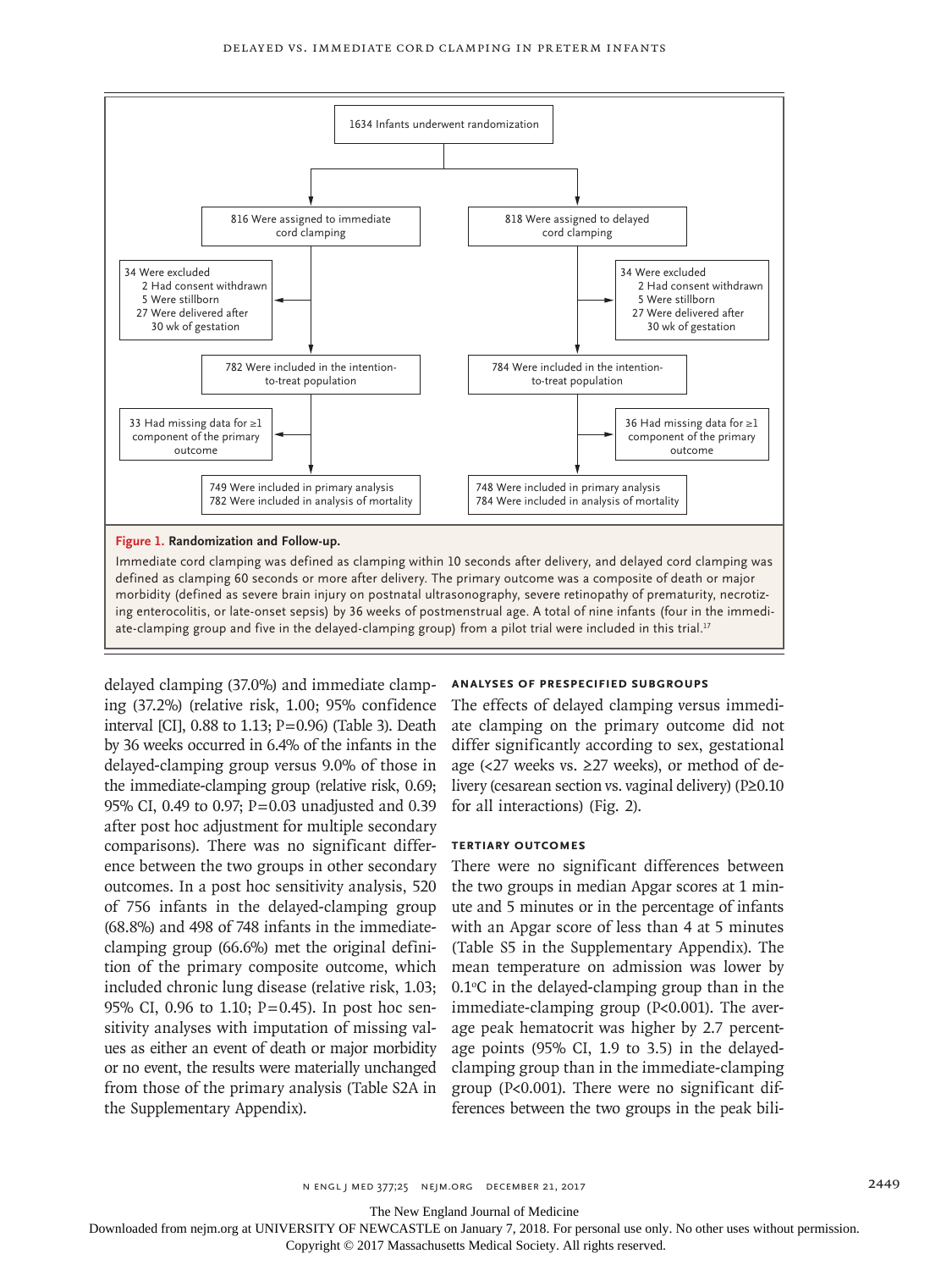1634 Infants underwent randomization

816 Were assigned to immediate cord clamping

818 Were assigned to delayed cord clamping

34 Were excluded
- 2 Had consent withdrawn
- 5 Were stillborn
- 27 Were delivered after 30 wk of gestation

34 Were excluded
- 2 Had consent withdrawn
- 5 Were stillborn
- 27 Were delivered after 30 wk of gestation

782 Were included in the intention-to-treat population

784 Were included in the intention-to-treat population

33 Had missing data for ≥1 component of the primary outcome

36 Had missing data for ≥1 component of the primary outcome

749 Were included in primary analysis
782 Were included in analysis of mortality

748 Were included in primary analysis
784 Were included in analysis of mortality

**Figure 1. Randomization and Follow-up.**

Immediate cord clamping was defined as clamping within 10 seconds after delivery, and delayed cord clamping was defined as clamping 60 seconds or more after delivery. The primary outcome was a composite of death or major morbidity (defined as severe brain injury on postnatal ultrasonography, severe retinopathy of prematurity, necrotizing enterocolitis, or late-onset sepsis) by 36 weeks of postmenstrual age. A total of nine infants (four in the immediate-clamping group and five in the delayed-clamping group) from a pilot trial were included in this trial.[17]

delayed clamping (37.0%) and immediate clamping (37.2%) (relative risk, 1.00; 95% confidence interval [CI], 0.88 to 1.13; P=0.96) (Table 3). Death by 36 weeks occurred in 6.4% of the infants in the delayed-clamping group versus 9.0% of those in the immediate-clamping group (relative risk, 0.69; 95% CI, 0.49 to 0.97; P=0.03 unadjusted and 0.39 after post hoc adjustment for multiple secondary comparisons). There was no significant difference between the two groups in other secondary outcomes. In a post hoc sensitivity analysis, 520 of 756 infants in the delayed-clamping group (68.8%) and 498 of 748 infants in the immediate-clamping group (66.6%) met the original definition of the primary composite outcome, which included chronic lung disease (relative risk, 1.03; 95% CI, 0.96 to 1.10; P=0.45). In post hoc sensitivity analyses with imputation of missing values as either an event of death or major morbidity or no event, the results were materially unchanged from those of the primary analysis (Table S2A in the Supplementary Appendix).

### Analyses of Prespecified Subgroups

The effects of delayed clamping versus immediate clamping on the primary outcome did not differ significantly according to sex, gestational age (<27 weeks vs. ≥27 weeks), or method of delivery (cesarean section vs. vaginal delivery) (P≥0.10 for all interactions) (Fig. 2).

### Tertiary Outcomes

There were no significant differences between the two groups in median Apgar scores at 1 minute and 5 minutes or in the percentage of infants with an Apgar score of less than 4 at 5 minutes (Table S5 in the Supplementary Appendix). The mean temperature on admission was lower by 0.1°C in the delayed-clamping group than in the immediate-clamping group (P<0.001). The average peak hematocrit was higher by 2.7 percentage points (95% CI, 1.9 to 3.5) in the delayed-clamping group than in the immediate-clamping group (P<0.001). There were no significant differences between the two groups in the peak bili-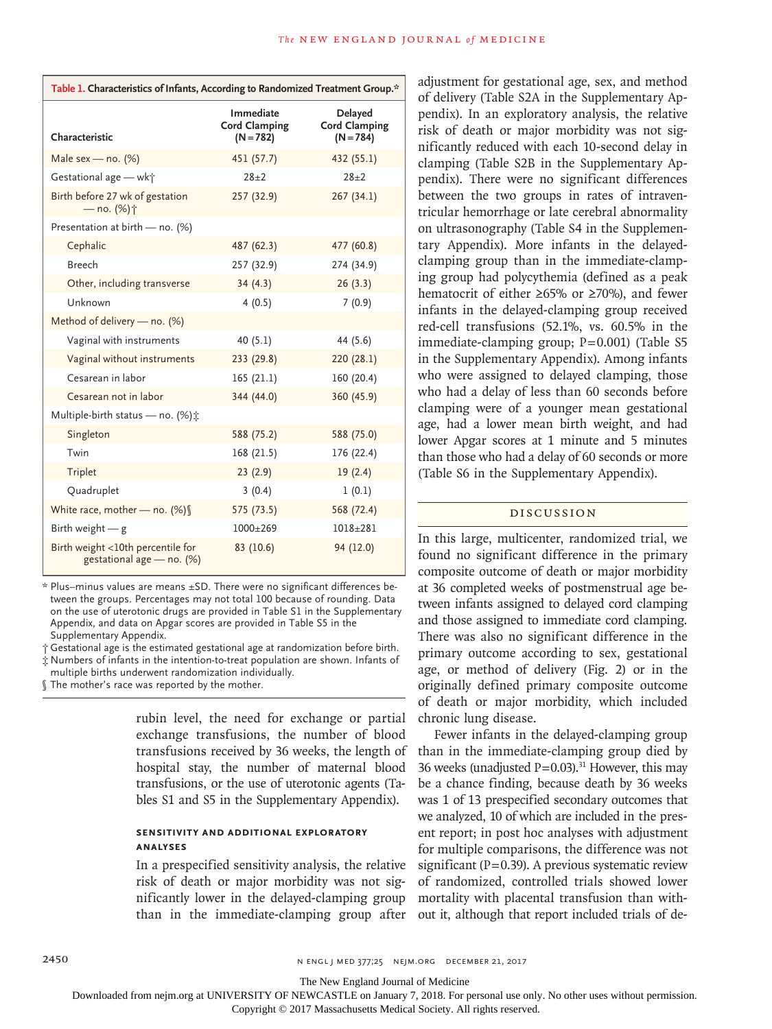**Table 1. Characteristics of Infants, According to Randomized Treatment Group.***

| Characteristic | Immediate Cord Clamping (N=782) | Delayed Cord Clamping (N=784) |
|---|---|---|
| Male sex — no. (%) | 451 (57.7) | 432 (55.1) |
| Gestational age — wk† | 28±2 | 28±2 |
| Birth before 27 wk of gestation — no. (%)† | 257 (32.9) | 267 (34.1) |
| Presentation at birth — no. (%) | | |
| Cephalic | 487 (62.3) | 477 (60.8) |
| Breech | 257 (32.9) | 274 (34.9) |
| Other, including transverse | 34 (4.3) | 26 (3.3) |
| Unknown | 4 (0.5) | 7 (0.9) |
| Method of delivery — no. (%) | | |
| Vaginal with instruments | 40 (5.1) | 44 (5.6) |
| Vaginal without instruments | 233 (29.8) | 220 (28.1) |
| Cesarean in labor | 165 (21.1) | 160 (20.4) |
| Cesarean not in labor | 344 (44.0) | 360 (45.9) |
| Multiple-birth status — no. (%)‡ | | |
| Singleton | 588 (75.2) | 588 (75.0) |
| Twin | 168 (21.5) | 176 (22.4) |
| Triplet | 23 (2.9) | 19 (2.4) |
| Quadruplet | 3 (0.4) | 1 (0.1) |
| White race, mother — no. (%)§ | 575 (73.5) | 568 (72.4) |
| Birth weight — g | 1000±269 | 1018±281 |
| Birth weight <10th percentile for gestational age — no. (%) | 83 (10.6) | 94 (12.0) |

\* Plus–minus values are means ±SD. There were no significant differences between the groups. Percentages may not total 100 because of rounding. Data on the use of uterotonic drugs are provided in Table S1 in the Supplementary Appendix, and data on Apgar scores are provided in Table S5 in the Supplementary Appendix.

† Gestational age is the estimated gestational age at randomization before birth.

‡ Numbers of infants in the intention-to-treat population are shown. Infants of multiple births underwent randomization individually.

§ The mother's race was reported by the mother.

rubin level, the need for exchange or partial exchange transfusions, the number of blood transfusions received by 36 weeks, the length of hospital stay, the number of maternal blood transfusions, or the use of uterotonic agents (Tables S1 and S5 in the Supplementary Appendix).

### SENSITIVITY AND ADDITIONAL EXPLORATORY ANALYSES

In a prespecified sensitivity analysis, the relative risk of death or major morbidity was not significantly lower in the delayed-clamping group than in the immediate-clamping group after adjustment for gestational age, sex, and method of delivery (Table S2A in the Supplementary Appendix). In an exploratory analysis, the relative risk of death or major morbidity was not significantly reduced with each 10-second delay in clamping (Table S2B in the Supplementary Appendix). There were no significant differences between the two groups in rates of intraventricular hemorrhage or late cerebral abnormality on ultrasonography (Table S4 in the Supplementary Appendix). More infants in the delayed-clamping group than in the immediate-clamping group had polycythemia (defined as a peak hematocrit of either ≥65% or ≥70%), and fewer infants in the delayed-clamping group received red-cell transfusions (52.1%, vs. 60.5% in the immediate-clamping group; P=0.001) (Table S5 in the Supplementary Appendix). Among infants who were assigned to delayed clamping, those who had a delay of less than 60 seconds before clamping were of a younger mean gestational age, had a lower mean birth weight, and had lower Apgar scores at 1 minute and 5 minutes than those who had a delay of 60 seconds or more (Table S6 in the Supplementary Appendix).

## DISCUSSION

In this large, multicenter, randomized trial, we found no significant difference in the primary composite outcome of death or major morbidity at 36 completed weeks of postmenstrual age between infants assigned to delayed cord clamping and those assigned to immediate cord clamping. There was also no significant difference in the primary outcome according to sex, gestational age, or method of delivery (Fig. 2) or in the originally defined primary composite outcome of death or major morbidity, which included chronic lung disease.

Fewer infants in the delayed-clamping group than in the immediate-clamping group died by 36 weeks (unadjusted P=0.03).[31] However, this may be a chance finding, because death by 36 weeks was 1 of 13 prespecified secondary outcomes that we analyzed, 10 of which are included in the present report; in post hoc analyses with adjustment for multiple comparisons, the difference was not significant (P=0.39). A previous systematic review of randomized, controlled trials showed lower mortality with placental transfusion than without it, although that report included trials of de-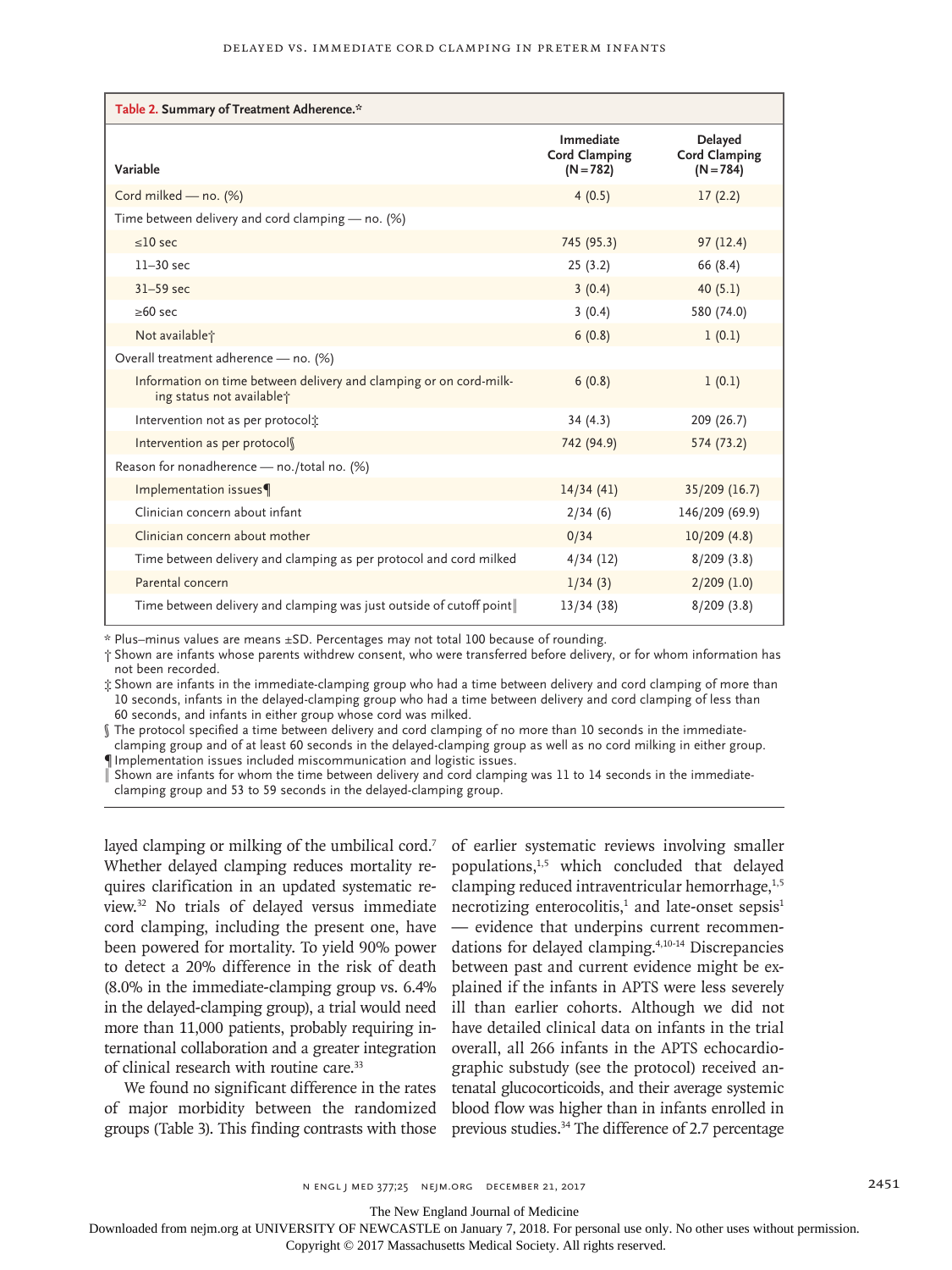**Table 2. Summary of Treatment Adherence.***

| Variable | Immediate Cord Clamping (N=782) | Delayed Cord Clamping (N=784) |
|---|---|---|
| Cord milked — no. (%) | 4 (0.5) | 17 (2.2) |
| Time between delivery and cord clamping — no. (%) | | |
| ≤10 sec | 745 (95.3) | 97 (12.4) |
| 11–30 sec | 25 (3.2) | 66 (8.4) |
| 31–59 sec | 3 (0.4) | 40 (5.1) |
| ≥60 sec | 3 (0.4) | 580 (74.0) |
| Not available† | 6 (0.8) | 1 (0.1) |
| Overall treatment adherence — no. (%) | | |
| Information on time between delivery and clamping or on cord-milking status not available† | 6 (0.8) | 1 (0.1) |
| Intervention not as per protocol‡ | 34 (4.3) | 209 (26.7) |
| Intervention as per protocol§ | 742 (94.9) | 574 (73.2) |
| Reason for nonadherence — no./total no. (%) | | |
| Implementation issues¶ | 14/34 (41) | 35/209 (16.7) |
| Clinician concern about infant | 2/34 (6) | 146/209 (69.9) |
| Clinician concern about mother | 0/34 | 10/209 (4.8) |
| Time between delivery and clamping as per protocol and cord milked | 4/34 (12) | 8/209 (3.8) |
| Parental concern | 1/34 (3) | 2/209 (1.0) |
| Time between delivery and clamping was just outside of cutoff point‖ | 13/34 (38) | 8/209 (3.8) |

\* Plus–minus values are means ±SD. Percentages may not total 100 because of rounding.
† Shown are infants whose parents withdrew consent, who were transferred before delivery, or for whom information has not been recorded.
‡ Shown are infants in the immediate-clamping group who had a time between delivery and cord clamping of more than 10 seconds, infants in the delayed-clamping group who had a time between delivery and cord clamping of less than 60 seconds, and infants in either group whose cord was milked.
§ The protocol specified a time between delivery and cord clamping of no more than 10 seconds in the immediate-clamping group and of at least 60 seconds in the delayed-clamping group as well as no cord milking in either group.
¶ Implementation issues included miscommunication and logistic issues.
‖ Shown are infants for whom the time between delivery and cord clamping was 11 to 14 seconds in the immediate-clamping group and 53 to 59 seconds in the delayed-clamping group.

layed clamping or milking of the umbilical cord.[7] Whether delayed clamping reduces mortality requires clarification in an updated systematic review.[32] No trials of delayed versus immediate cord clamping, including the present one, have been powered for mortality. To yield 90% power to detect a 20% difference in the risk of death (8.0% in the immediate-clamping group vs. 6.4% in the delayed-clamping group), a trial would need more than 11,000 patients, probably requiring international collaboration and a greater integration of clinical research with routine care.[33]

We found no significant difference in the rates of major morbidity between the randomized groups (Table 3). This finding contrasts with those of earlier systematic reviews involving smaller populations,[1,5] which concluded that delayed clamping reduced intraventricular hemorrhage,[1,5] necrotizing enterocolitis,[1] and late-onset sepsis[1] — evidence that underpins current recommendations for delayed clamping.[4,10-14] Discrepancies between past and current evidence might be explained if the infants in APTS were less severely ill than earlier cohorts. Although we did not have detailed clinical data on infants in the trial overall, all 266 infants in the APTS echocardiographic substudy (see the protocol) received antenatal glucocorticoids, and their average systemic blood flow was higher than in infants enrolled in previous studies.[34] The difference of 2.7 percentage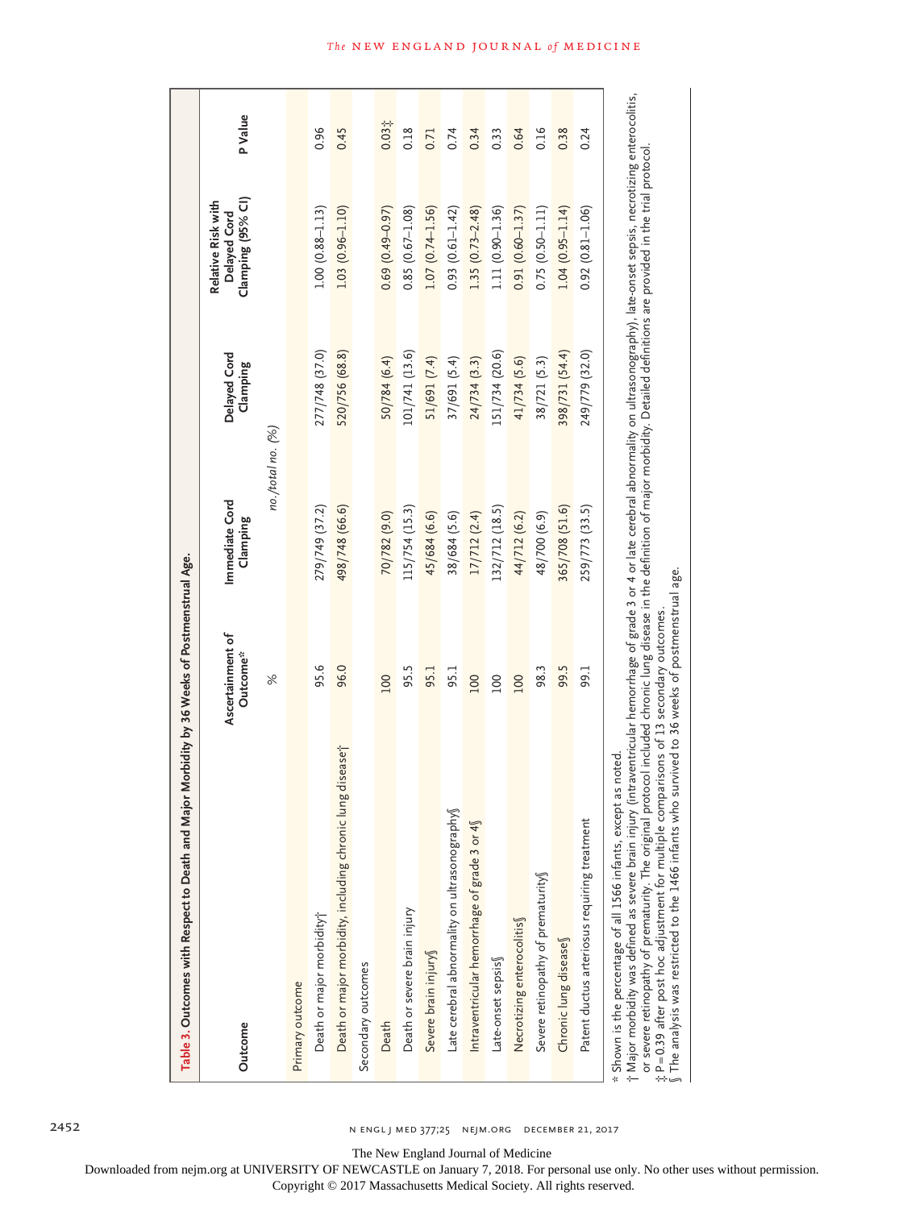**Table 3. Outcomes with Respect to Death and Major Morbidity by 36 Weeks of Postmenstrual Age.**

| Outcome | Ascertainment of Outcome* | Immediate Cord Clamping | Delayed Cord Clamping | Relative Risk with Delayed Cord Clamping (95% CI) | P Value |
|---|---|---|---|---|---|
| | % | no./total no. (%) | | | |
| Primary outcome | | | | | |
| Death or major morbidity† | 95.6 | 279/749 (37.2) | 277/748 (37.0) | 1.00 (0.88–1.13) | 0.96 |
| Death or major morbidity, including chronic lung disease† | 96.0 | 498/748 (66.6) | 520/756 (68.8) | 1.03 (0.96–1.10) | 0.45 |
| Secondary outcomes | | | | | |
| Death | 100 | 70/782 (9.0) | 50/784 (6.4) | 0.69 (0.49–0.97) | 0.03‡ |
| Death or severe brain injury | 95.5 | 115/754 (15.3) | 101/741 (13.6) | 0.85 (0.67–1.08) | 0.18 |
| Severe brain injury§ | 95.1 | 45/684 (6.6) | 51/691 (7.4) | 1.07 (0.74–1.56) | 0.71 |
| Late cerebral abnormality on ultrasonography§ | 95.1 | 38/684 (5.6) | 37/691 (5.4) | 0.93 (0.61–1.42) | 0.74 |
| Intraventricular hemorrhage of grade 3 or 4§ | 100 | 17/712 (2.4) | 24/734 (3.3) | 1.35 (0.73–2.48) | 0.34 |
| Late-onset sepsis§ | 100 | 132/712 (18.5) | 151/734 (20.6) | 1.11 (0.90–1.36) | 0.33 |
| Necrotizing enterocolitis§ | 100 | 44/712 (6.2) | 41/734 (5.6) | 0.91 (0.60–1.37) | 0.64 |
| Severe retinopathy of prematurity§ | 98.3 | 48/700 (6.9) | 38/721 (5.3) | 0.75 (0.50–1.11) | 0.16 |
| Chronic lung disease§ | 99.5 | 365/708 (51.6) | 398/731 (54.4) | 1.04 (0.95–1.14) | 0.38 |
| Patent ductus arteriosus requiring treatment | 99.1 | 259/773 (33.5) | 249/779 (32.0) | 0.92 (0.81–1.06) | 0.24 |

\* Shown is the percentage of all 1566 infants, except as noted.

† Major morbidity was defined as severe brain injury (intraventricular hemorrhage of grade 3 or 4 or late cerebral abnormality on ultrasonography), late-onset sepsis, necrotizing enterocolitis, or severe retinopathy of prematurity. The original protocol included chronic lung disease in the definition of major morbidity. Detailed definitions are provided in the trial protocol.

‡ P=0.39 after post hoc adjustment for multiple comparisons of 13 secondary outcomes.

§ The analysis was restricted to the 1466 infants who survived to 36 weeks of postmenstrual age.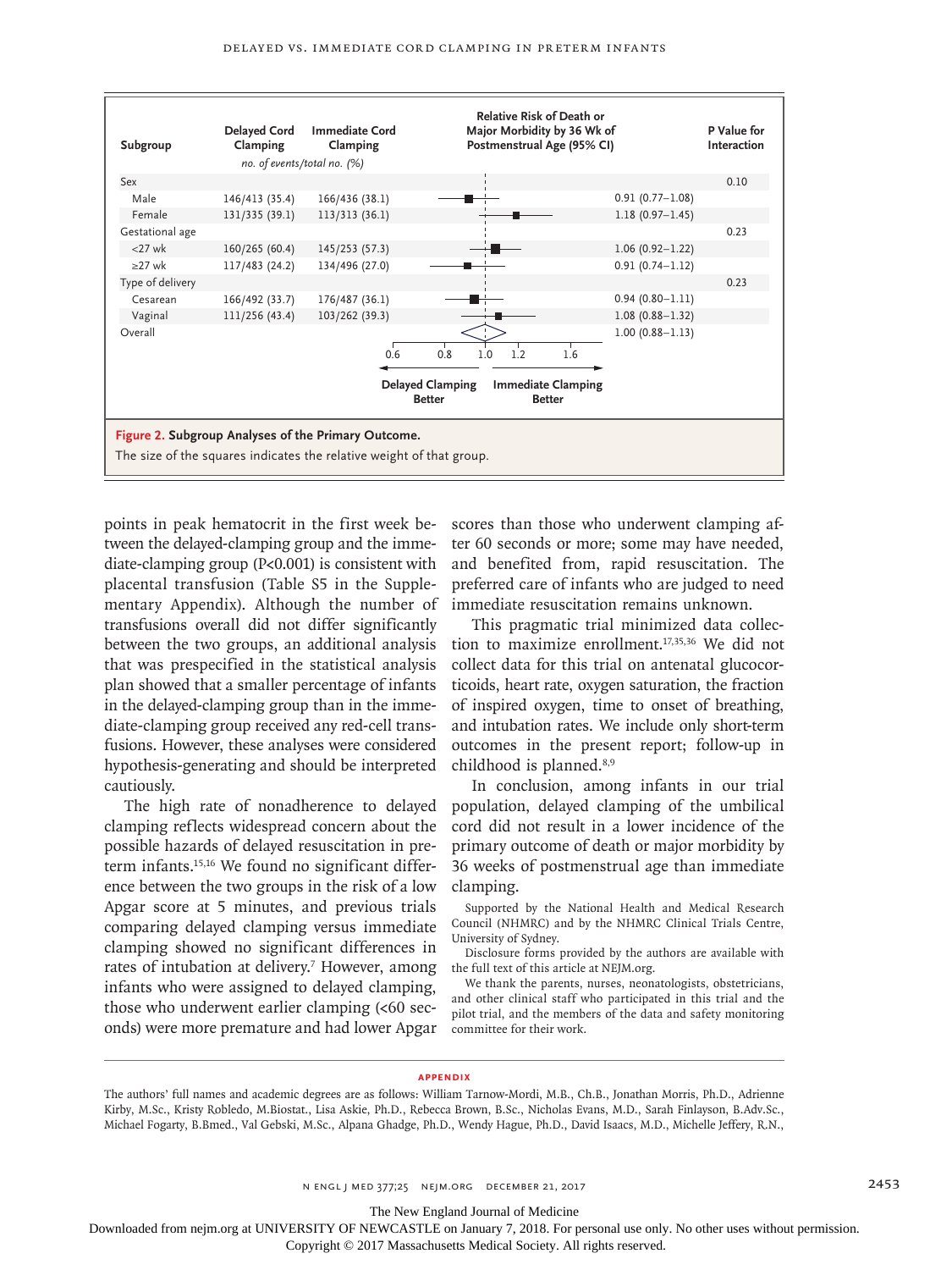| Subgroup | Delayed Cord Clamping | Immediate Cord Clamping | Relative Risk of Death or Major Morbidity by 36 Wk of Postmenstrual Age (95% CI) | P Value for Interaction |
|---|---|---|---|---|
| | *no. of events/total no. (%)* | | | |
| Sex | | | | 0.10 |
| Male | 146/413 (35.4) | 166/436 (38.1) | 0.91 (0.77–1.08) | |
| Female | 131/335 (39.1) | 113/313 (36.1) | 1.18 (0.97–1.45) | |
| Gestational age | | | | 0.23 |
| <27 wk | 160/265 (60.4) | 145/253 (57.3) | 1.06 (0.92–1.22) | |
| ≥27 wk | 117/483 (24.2) | 134/496 (27.0) | 0.91 (0.74–1.12) | |
| Type of delivery | | | | 0.23 |
| Cesarean | 166/492 (33.7) | 176/487 (36.1) | 0.94 (0.80–1.11) | |
| Vaginal | 111/256 (43.4) | 103/262 (39.3) | 1.08 (0.88–1.32) | |
| Overall | | | 1.00 (0.88–1.13) | |

← Delayed Clamping Better | Immediate Clamping Better →

**Figure 2. Subgroup Analyses of the Primary Outcome.**
The size of the squares indicates the relative weight of that group.

points in peak hematocrit in the first week between the delayed-clamping group and the immediate-clamping group (P<0.001) is consistent with placental transfusion (Table S5 in the Supplementary Appendix). Although the number of transfusions overall did not differ significantly between the two groups, an additional analysis that was prespecified in the statistical analysis plan showed that a smaller percentage of infants in the delayed-clamping group than in the immediate-clamping group received any red-cell transfusions. However, these analyses were considered hypothesis-generating and should be interpreted cautiously.

The high rate of nonadherence to delayed clamping reflects widespread concern about the possible hazards of delayed resuscitation in preterm infants.[15,16] We found no significant difference between the two groups in the risk of a low Apgar score at 5 minutes, and previous trials comparing delayed clamping versus immediate clamping showed no significant differences in rates of intubation at delivery.[7] However, among infants who were assigned to delayed clamping, those who underwent earlier clamping (<60 seconds) were more premature and had lower Apgar scores than those who underwent clamping after 60 seconds or more; some may have needed, and benefited from, rapid resuscitation. The preferred care of infants who are judged to need immediate resuscitation remains unknown.

This pragmatic trial minimized data collection to maximize enrollment.[17,35,36] We did not collect data for this trial on antenatal glucocorticoids, heart rate, oxygen saturation, the fraction of inspired oxygen, time to onset of breathing, and intubation rates. We include only short-term outcomes in the present report; follow-up in childhood is planned.[8,9]

In conclusion, among infants in our trial population, delayed clamping of the umbilical cord did not result in a lower incidence of the primary outcome of death or major morbidity by 36 weeks of postmenstrual age than immediate clamping.

Supported by the National Health and Medical Research Council (NHMRC) and by the NHMRC Clinical Trials Centre, University of Sydney.

Disclosure forms provided by the authors are available with the full text of this article at NEJM.org.

We thank the parents, nurses, neonatologists, obstetricians, and other clinical staff who participated in this trial and the pilot trial, and the members of the data and safety monitoring committee for their work.

## Appendix

The authors' full names and academic degrees are as follows: William Tarnow-Mordi, M.B., Ch.B., Jonathan Morris, Ph.D., Adrienne Kirby, M.Sc., Kristy Robledo, M.Biostat., Lisa Askie, Ph.D., Rebecca Brown, B.Sc., Nicholas Evans, M.D., Sarah Finlayson, B.Adv.Sc., Michael Fogarty, B.Bmed., Val Gebski, M.Sc., Alpana Ghadge, Ph.D., Wendy Hague, Ph.D., David Isaacs, M.D., Michelle Jeffery, R.N.,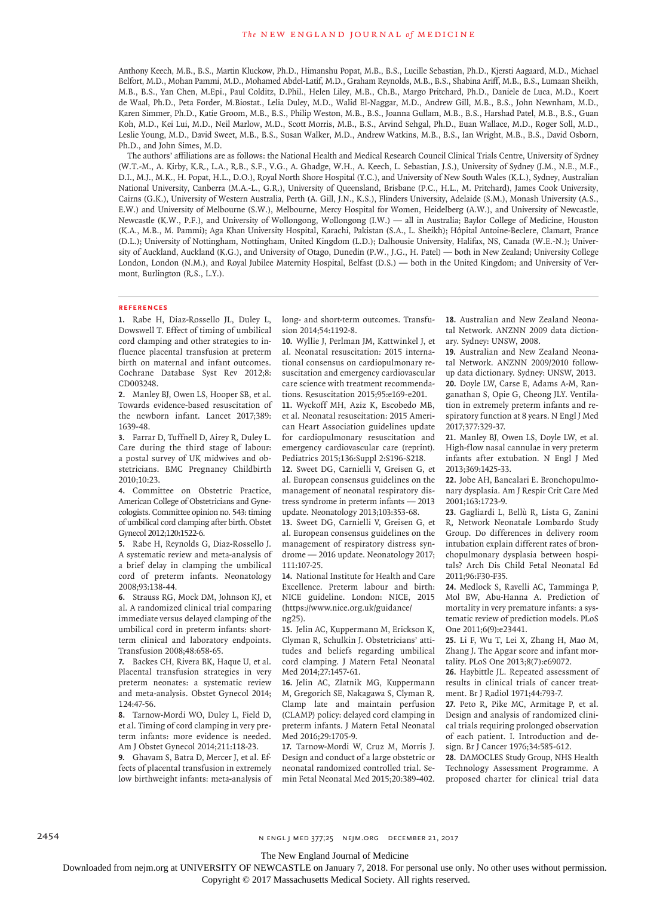Anthony Keech, M.B., B.S., Martin Kluckow, Ph.D., Himanshu Popat, M.B., B.S., Lucille Sebastian, Ph.D., Kjersti Aagaard, M.D., Michael Belfort, M.D., Mohan Pammi, M.D., Mohamed Abdel-Latif, M.D., Graham Reynolds, M.B., B.S., Shabina Ariff, M.B., B.S., Lumaan Sheikh, M.B., B.S., Yan Chen, M.Epi., Paul Colditz, D.Phil., Helen Liley, M.B., Ch.B., Margo Pritchard, Ph.D., Daniele de Luca, M.D., Koert de Waal, Ph.D., Peta Forder, M.Biostat., Lelia Duley, M.D., Walid El-Naggar, M.D., Andrew Gill, M.B., B.S., John Newnham, M.D., Karen Simmer, Ph.D., Katie Groom, M.B., B.S., Philip Weston, M.B., B.S., Joanna Gullam, M.B., B.S., Harshad Patel, M.B., B.S., Guan Koh, M.D., Kei Lui, M.D., Neil Marlow, M.D., Scott Morris, M.B., B.S., Arvind Sehgal, Ph.D., Euan Wallace, M.D., Roger Soll, M.D., Leslie Young, M.D., David Sweet, M.B., B.S., Susan Walker, M.D., Andrew Watkins, M.B., B.S., Ian Wright, M.B., B.S., David Osborn, Ph.D., and John Simes, M.D.

The authors' affiliations are as follows: the National Health and Medical Research Council Clinical Trials Centre, University of Sydney (W.T.-M., A. Kirby, K.R., L.A., R.B., S.F., V.G., A. Ghadge, W.H., A. Keech, L. Sebastian, J.S.), University of Sydney (J.M., N.E., M.F., D.I., M.J., M.K., H. Popat, H.L., D.O.), Royal North Shore Hospital (Y.C.), and University of New South Wales (K.L.), Sydney, Australian National University, Canberra (M.A.-L., G.R.), University of Queensland, Brisbane (P.C., H.L., M. Pritchard), James Cook University, Cairns (G.K.), University of Western Australia, Perth (A. Gill, J.N., K.S.), Flinders University, Adelaide (S.M.), Monash University (A.S., E.W.) and University of Melbourne (S.W.), Melbourne, Mercy Hospital for Women, Heidelberg (A.W.), and University of Newcastle, Newcastle (K.W., P.F.), and University of Wollongong, Wollongong (I.W.) — all in Australia; Baylor College of Medicine, Houston (K.A., M.B., M. Pammi); Aga Khan University Hospital, Karachi, Pakistan (S.A., L. Sheikh); Hôpital Antoine-Beclere, Clamart, France (D.L.); University of Nottingham, Nottingham, United Kingdom (L.D.); Dalhousie University, Halifax, NS, Canada (W.E.-N.); University of Auckland, Auckland (K.G.), and University of Otago, Dunedin (P.W., J.G., H. Patel) — both in New Zealand; University College London, London (N.M.), and Royal Jubilee Maternity Hospital, Belfast (D.S.) — both in the United Kingdom; and University of Vermont, Burlington (R.S., L.Y.).

## References

1. Rabe H, Diaz-Rossello JL, Duley L, Dowswell T. Effect of timing of umbilical cord clamping and other strategies to influence placental transfusion at preterm birth on maternal and infant outcomes. Cochrane Database Syst Rev 2012;8:CD003248.
2. Manley BJ, Owen LS, Hooper SB, et al. Towards evidence-based resuscitation of the newborn infant. Lancet 2017;389:1639-48.
3. Farrar D, Tuffnell D, Airey R, Duley L. Care during the third stage of labour: a postal survey of UK midwives and obstetricians. BMC Pregnancy Childbirth 2010;10:23.
4. Committee on Obstetric Practice, American College of Obstetricians and Gynecologists. Committee opinion no. 543: timing of umbilical cord clamping after birth. Obstet Gynecol 2012;120:1522-6.
5. Rabe H, Reynolds G, Diaz-Rossello J. A systematic review and meta-analysis of a brief delay in clamping the umbilical cord of preterm infants. Neonatology 2008;93:138-44.
6. Strauss RG, Mock DM, Johnson KJ, et al. A randomized clinical trial comparing immediate versus delayed clamping of the umbilical cord in preterm infants: short-term clinical and laboratory endpoints. Transfusion 2008;48:658-65.
7. Backes CH, Rivera BK, Haque U, et al. Placental transfusion strategies in very preterm neonates: a systematic review and meta-analysis. Obstet Gynecol 2014;124:47-56.
8. Tarnow-Mordi WO, Duley L, Field D, et al. Timing of cord clamping in very preterm infants: more evidence is needed. Am J Obstet Gynecol 2014;211:118-23.
9. Ghavam S, Batra D, Mercer J, et al. Effects of placental transfusion in extremely low birthweight infants: meta-analysis of long- and short-term outcomes. Transfusion 2014;54:1192-8.
10. Wyllie J, Perlman JM, Kattwinkel J, et al. Neonatal resuscitation: 2015 international consensus on cardiopulmonary resuscitation and emergency cardiovascular care science with treatment recommendations. Resuscitation 2015;95:e169-e201.
11. Wyckoff MH, Aziz K, Escobedo MB, et al. Neonatal resuscitation: 2015 American Heart Association guidelines update for cardiopulmonary resuscitation and emergency cardiovascular care (reprint). Pediatrics 2015;136:Suppl 2:S196-S218.
12. Sweet DG, Carnielli V, Greisen G, et al. European consensus guidelines on the management of neonatal respiratory distress syndrome in preterm infants — 2013 update. Neonatology 2013;103:353-68.
13. Sweet DG, Carnielli V, Greisen G, et al. European consensus guidelines on the management of respiratory distress syndrome — 2016 update. Neonatology 2017;111:107-25.
14. National Institute for Health and Care Excellence. Preterm labour and birth: NICE guideline. London: NICE, 2015 (https://www.nice.org.uk/guidance/ng25).
15. Jelin AC, Kuppermann M, Erickson K, Clyman R, Schulkin J. Obstetricians' attitudes and beliefs regarding umbilical cord clamping. J Matern Fetal Neonatal Med 2014;27:1457-61.
16. Jelin AC, Zlatnik MG, Kuppermann M, Gregorich SE, Nakagawa S, Clyman R. Clamp late and maintain perfusion (CLAMP) policy: delayed cord clamping in preterm infants. J Matern Fetal Neonatal Med 2016;29:1705-9.
17. Tarnow-Mordi W, Cruz M, Morris J. Design and conduct of a large obstetric or neonatal randomized controlled trial. Semin Fetal Neonatal Med 2015;20:389-402.
18. Australian and New Zealand Neonatal Network. ANZNN 2009 data dictionary. Sydney: UNSW, 2008.
19. Australian and New Zealand Neonatal Network. ANZNN 2009/2010 follow-up data dictionary. Sydney: UNSW, 2013.
20. Doyle LW, Carse E, Adams A-M, Ranganathan S, Opie G, Cheong JLY. Ventilation in extremely preterm infants and respiratory function at 8 years. N Engl J Med 2017;377:329-37.
21. Manley BJ, Owen LS, Doyle LW, et al. High-flow nasal cannulae in very preterm infants after extubation. N Engl J Med 2013;369:1425-33.
22. Jobe AH, Bancalari E. Bronchopulmonary dysplasia. Am J Respir Crit Care Med 2001;163:1723-9.
23. Gagliardi L, Bellù R, Lista G, Zanini R, Network Neonatale Lombardo Study Group. Do differences in delivery room intubation explain different rates of bronchopulmonary dysplasia between hospitals? Arch Dis Child Fetal Neonatal Ed 2011;96:F30-F35.
24. Medlock S, Ravelli AC, Tamminga P, Mol BW, Abu-Hanna A. Prediction of mortality in very premature infants: a systematic review of prediction models. PLoS One 2011;6(9):e23441.
25. Li F, Wu T, Lei X, Zhang H, Mao M, Zhang J. The Apgar score and infant mortality. PLoS One 2013;8(7):e69072.
26. Haybittle JL. Repeated assessment of results in clinical trials of cancer treatment. Br J Radiol 1971;44:793-7.
27. Peto R, Pike MC, Armitage P, et al. Design and analysis of randomized clinical trials requiring prolonged observation of each patient. I. Introduction and design. Br J Cancer 1976;34:585-612.
28. DAMOCLES Study Group, NHS Health Technology Assessment Programme. A proposed charter for clinical trial data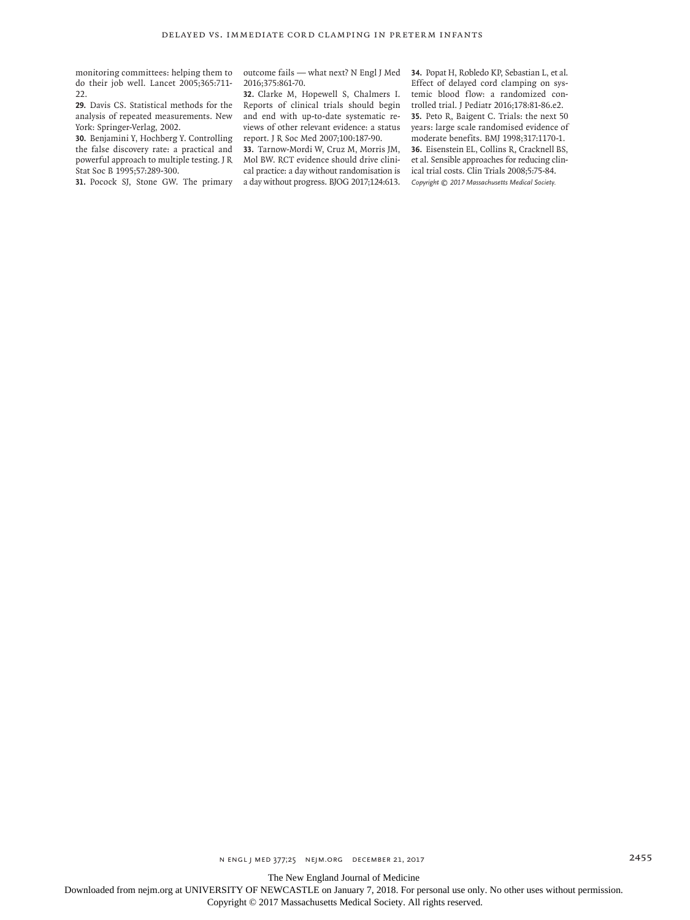monitoring committees: helping them to do their job well. Lancet 2005;365:711-22.

**29.** Davis CS. Statistical methods for the analysis of repeated measurements. New York: Springer-Verlag, 2002.

**30.** Benjamini Y, Hochberg Y. Controlling the false discovery rate: a practical and powerful approach to multiple testing. J R Stat Soc B 1995;57:289-300.

**31.** Pocock SJ, Stone GW. The primary outcome fails — what next? N Engl J Med 2016;375:861-70.

**32.** Clarke M, Hopewell S, Chalmers I. Reports of clinical trials should begin and end with up-to-date systematic reviews of other relevant evidence: a status report. J R Soc Med 2007;100:187-90.

**33.** Tarnow-Mordi W, Cruz M, Morris JM, Mol BW. RCT evidence should drive clinical practice: a day without randomisation is a day without progress. BJOG 2017;124:613.

**34.** Popat H, Robledo KP, Sebastian L, et al. Effect of delayed cord clamping on systemic blood flow: a randomized controlled trial. J Pediatr 2016;178:81-86.e2.

**35.** Peto R, Baigent C. Trials: the next 50 years: large scale randomised evidence of moderate benefits. BMJ 1998;317:1170-1.

**36.** Eisenstein EL, Collins R, Cracknell BS, et al. Sensible approaches for reducing clinical trial costs. Clin Trials 2008;5:75-84.

*Copyright © 2017 Massachusetts Medical Society.*